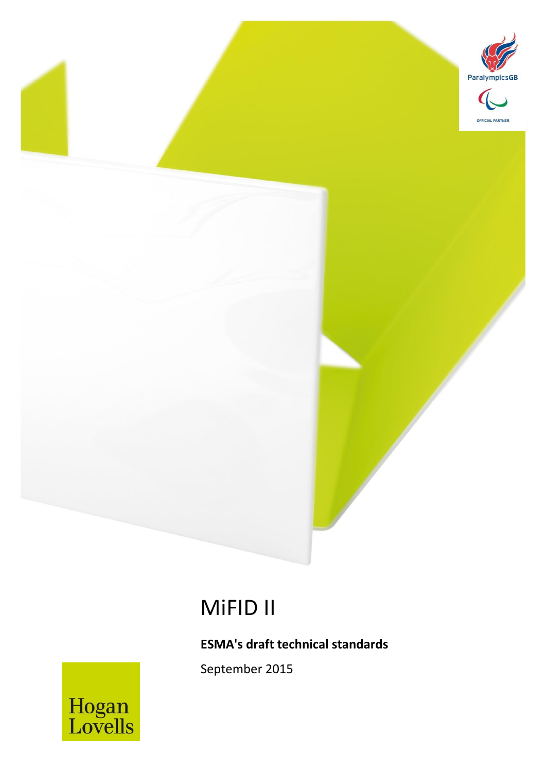# MiFID II

**ESMA's draft technical standards**

September 2015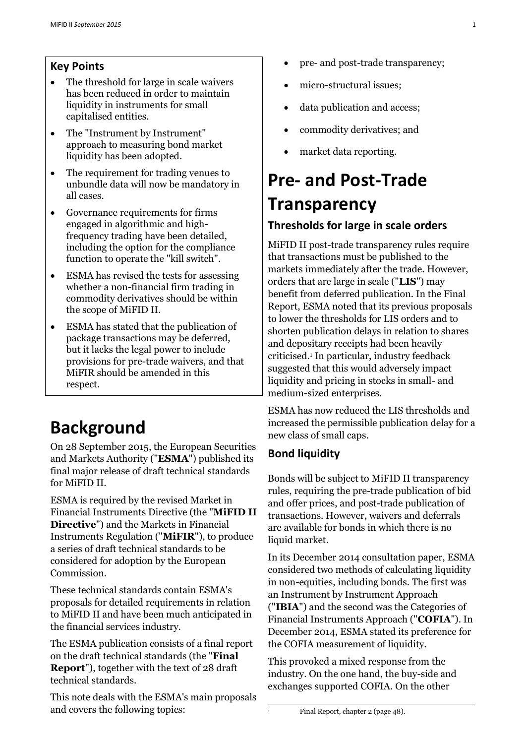## Key Points

- The threshold for large in scale waivers has been reduced in order to maintain liquidity in instruments for small capitalised entities.
- The "Instrument by Instrument" approach to measuring bond market liquidity has been adopted.
- The requirement for trading venues to unbundle data will now be mandatory in all cases.
- Governance requirements for firms engaged in algorithmic and high-frequency trading have been detailed, including the option for the compliance function to operate the "kill switch".
- ESMA has revised the tests for assessing whether a non-financial firm trading in commodity derivatives should be within the scope of MiFID II.
- ESMA has stated that the publication of package transactions may be deferred, but it lacks the legal power to include provisions for pre-trade waivers, and that MiFIR should be amended in this respect.

# Background

On 28 September 2015, the European Securities and Markets Authority ("**ESMA**") published its final major release of draft technical standards for MiFID II.

ESMA is required by the revised Market in Financial Instruments Directive (the "**MiFID II Directive**") and the Markets in Financial Instruments Regulation ("**MiFIR**"), to produce a series of draft technical standards to be considered for adoption by the European Commission.

These technical standards contain ESMA's proposals for detailed requirements in relation to MiFID II and have been much anticipated in the financial services industry.

The ESMA publication consists of a final report on the draft technical standards (the "**Final Report**"), together with the text of 28 draft technical standards.

This note deals with the ESMA's main proposals and covers the following topics:

- pre- and post-trade transparency;
- micro-structural issues;
- data publication and access;
- commodity derivatives; and
- market data reporting.

# Pre- and Post-Trade Transparency

## Thresholds for large in scale orders

MiFID II post-trade transparency rules require that transactions must be published to the markets immediately after the trade. However, orders that are large in scale ("**LIS**") may benefit from deferred publication. In the Final Report, ESMA noted that its previous proposals to lower the thresholds for LIS orders and to shorten publication delays in relation to shares and depositary receipts had been heavily criticised.[1] In particular, industry feedback suggested that this would adversely impact liquidity and pricing in stocks in small- and medium-sized enterprises.

ESMA has now reduced the LIS thresholds and increased the permissible publication delay for a new class of small caps.

## Bond liquidity

Bonds will be subject to MiFID II transparency rules, requiring the pre-trade publication of bid and offer prices, and post-trade publication of transactions. However, waivers and deferrals are available for bonds in which there is no liquid market.

In its December 2014 consultation paper, ESMA considered two methods of calculating liquidity in non-equities, including bonds. The first was an Instrument by Instrument Approach ("**IBIA**") and the second was the Categories of Financial Instruments Approach ("**COFIA**"). In December 2014, ESMA stated its preference for the COFIA measurement of liquidity.

This provoked a mixed response from the industry. On the one hand, the buy-side and exchanges supported COFIA. On the other

[1] Final Report, chapter 2 (page 48).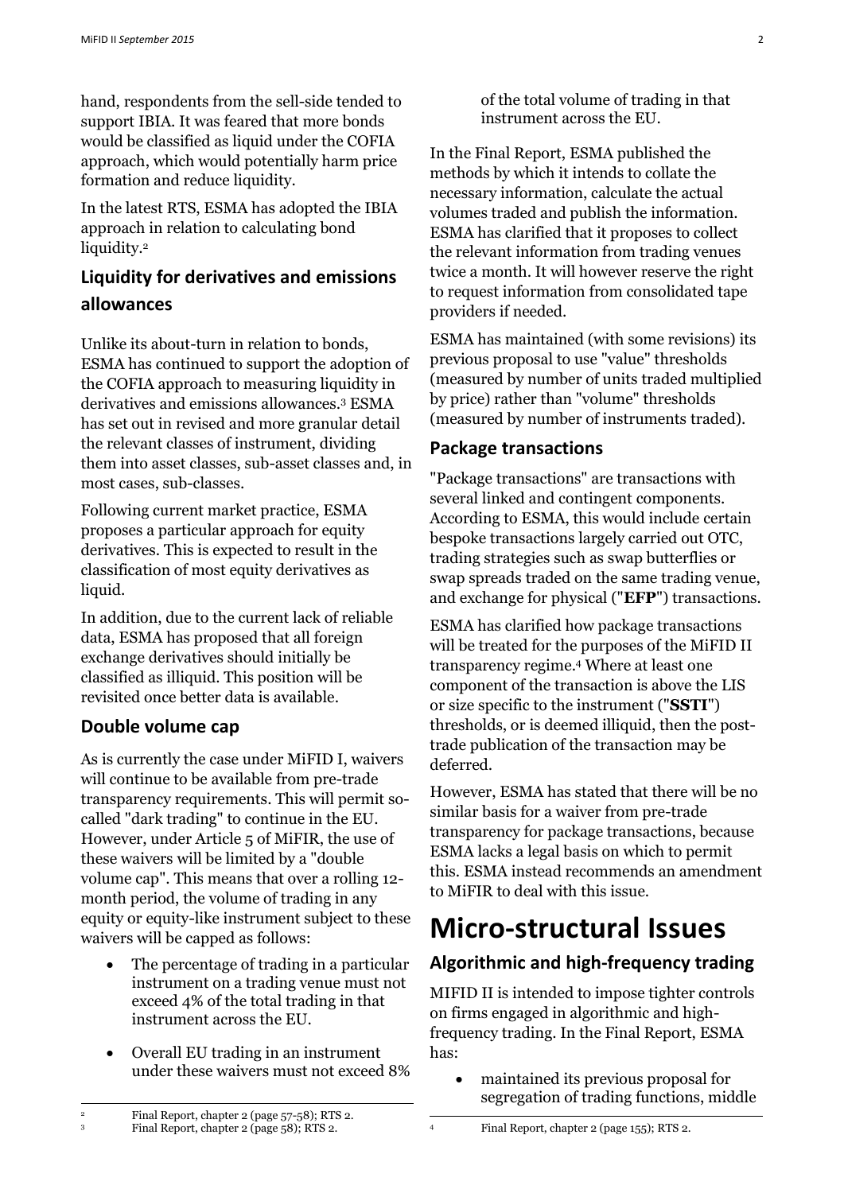hand, respondents from the sell-side tended to support IBIA. It was feared that more bonds would be classified as liquid under the COFIA approach, which would potentially harm price formation and reduce liquidity.

In the latest RTS, ESMA has adopted the IBIA approach in relation to calculating bond liquidity.[2]

## Liquidity for derivatives and emissions allowances

Unlike its about-turn in relation to bonds, ESMA has continued to support the adoption of the COFIA approach to measuring liquidity in derivatives and emissions allowances.[3] ESMA has set out in revised and more granular detail the relevant classes of instrument, dividing them into asset classes, sub-asset classes and, in most cases, sub-classes.

Following current market practice, ESMA proposes a particular approach for equity derivatives. This is expected to result in the classification of most equity derivatives as liquid.

In addition, due to the current lack of reliable data, ESMA has proposed that all foreign exchange derivatives should initially be classified as illiquid. This position will be revisited once better data is available.

## Double volume cap

As is currently the case under MiFID I, waivers will continue to be available from pre-trade transparency requirements. This will permit so-called "dark trading" to continue in the EU. However, under Article 5 of MiFIR, the use of these waivers will be limited by a "double volume cap". This means that over a rolling 12-month period, the volume of trading in any equity or equity-like instrument subject to these waivers will be capped as follows:

- The percentage of trading in a particular instrument on a trading venue must not exceed 4% of the total trading in that instrument across the EU.
- Overall EU trading in an instrument under these waivers must not exceed 8% of the total volume of trading in that instrument across the EU.

In the Final Report, ESMA published the methods by which it intends to collate the necessary information, calculate the actual volumes traded and publish the information. ESMA has clarified that it proposes to collect the relevant information from trading venues twice a month. It will however reserve the right to request information from consolidated tape providers if needed.

ESMA has maintained (with some revisions) its previous proposal to use "value" thresholds (measured by number of units traded multiplied by price) rather than "volume" thresholds (measured by number of instruments traded).

## Package transactions

"Package transactions" are transactions with several linked and contingent components. According to ESMA, this would include certain bespoke transactions largely carried out OTC, trading strategies such as swap butterflies or swap spreads traded on the same trading venue, and exchange for physical ("**EFP**") transactions.

ESMA has clarified how package transactions will be treated for the purposes of the MiFID II transparency regime.[4] Where at least one component of the transaction is above the LIS or size specific to the instrument ("**SSTI**") thresholds, or is deemed illiquid, then the post-trade publication of the transaction may be deferred.

However, ESMA has stated that there will be no similar basis for a waiver from pre-trade transparency for package transactions, because ESMA lacks a legal basis on which to permit this. ESMA instead recommends an amendment to MiFIR to deal with this issue.

# Micro-structural Issues

## Algorithmic and high-frequency trading

MIFID II is intended to impose tighter controls on firms engaged in algorithmic and high-frequency trading. In the Final Report, ESMA has:

- maintained its previous proposal for segregation of trading functions, middle

---

[2] Final Report, chapter 2 (page 57-58); RTS 2.

[3] Final Report, chapter 2 (page 58); RTS 2.

[4] Final Report, chapter 2 (page 155); RTS 2.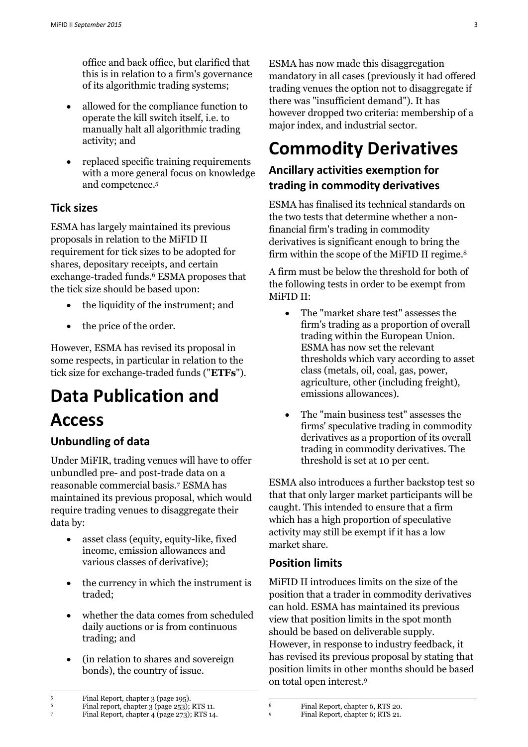office and back office, but clarified that this is in relation to a firm's governance of its algorithmic trading systems;

- allowed for the compliance function to operate the kill switch itself, i.e. to manually halt all algorithmic trading activity; and
- replaced specific training requirements with a more general focus on knowledge and competence.[5]

### Tick sizes

ESMA has largely maintained its previous proposals in relation to the MiFID II requirement for tick sizes to be adopted for shares, depositary receipts, and certain exchange-traded funds.[6] ESMA proposes that the tick size should be based upon:

- the liquidity of the instrument; and
- the price of the order.

However, ESMA has revised its proposal in some respects, in particular in relation to the tick size for exchange-traded funds ("**ETFs**").

## Data Publication and Access

### Unbundling of data

Under MiFIR, trading venues will have to offer unbundled pre- and post-trade data on a reasonable commercial basis.[7] ESMA has maintained its previous proposal, which would require trading venues to disaggregate their data by:

- asset class (equity, equity-like, fixed income, emission allowances and various classes of derivative);
- the currency in which the instrument is traded;
- whether the data comes from scheduled daily auctions or is from continuous trading; and
- (in relation to shares and sovereign bonds), the country of issue.

ESMA has now made this disaggregation mandatory in all cases (previously it had offered trading venues the option not to disaggregate if there was "insufficient demand"). It has however dropped two criteria: membership of a major index, and industrial sector.

## Commodity Derivatives

### Ancillary activities exemption for trading in commodity derivatives

ESMA has finalised its technical standards on the two tests that determine whether a non-financial firm's trading in commodity derivatives is significant enough to bring the firm within the scope of the MiFID II regime.[8]

A firm must be below the threshold for both of the following tests in order to be exempt from MiFID II:

- The "market share test" assesses the firm's trading as a proportion of overall trading within the European Union. ESMA has now set the relevant thresholds which vary according to asset class (metals, oil, coal, gas, power, agriculture, other (including freight), emissions allowances).
- The "main business test" assesses the firms' speculative trading in commodity derivatives as a proportion of its overall trading in commodity derivatives. The threshold is set at 10 per cent.

ESMA also introduces a further backstop test so that that only larger market participants will be caught. This intended to ensure that a firm which has a high proportion of speculative activity may still be exempt if it has a low market share.

### Position limits

MiFID II introduces limits on the size of the position that a trader in commodity derivatives can hold. ESMA has maintained its previous view that position limits in the spot month should be based on deliverable supply. However, in response to industry feedback, it has revised its previous proposal by stating that position limits in other months should be based on total open interest.[9]

---

[5] Final Report, chapter 3 (page 195).
[6] Final report, chapter 3 (page 253); RTS 11.
[7] Final Report, chapter 4 (page 273); RTS 14.
[8] Final Report, chapter 6, RTS 20.
[9] Final Report, chapter 6; RTS 21.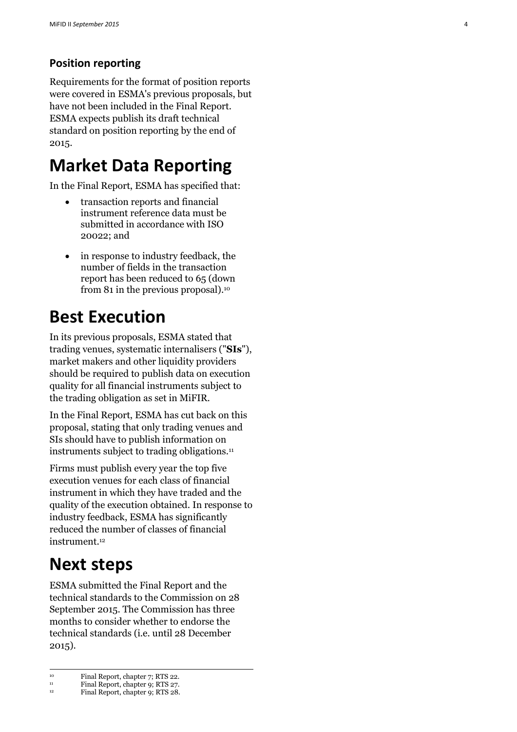### Position reporting

Requirements for the format of position reports were covered in ESMA's previous proposals, but have not been included in the Final Report. ESMA expects publish its draft technical standard on position reporting by the end of 2015.

# Market Data Reporting

In the Final Report, ESMA has specified that:

- transaction reports and financial instrument reference data must be submitted in accordance with ISO 20022; and
- in response to industry feedback, the number of fields in the transaction report has been reduced to 65 (down from 81 in the previous proposal).[10]

# Best Execution

In its previous proposals, ESMA stated that trading venues, systematic internalisers ("**SIs**"), market makers and other liquidity providers should be required to publish data on execution quality for all financial instruments subject to the trading obligation as set in MiFIR.

In the Final Report, ESMA has cut back on this proposal, stating that only trading venues and SIs should have to publish information on instruments subject to trading obligations.[11]

Firms must publish every year the top five execution venues for each class of financial instrument in which they have traded and the quality of the execution obtained. In response to industry feedback, ESMA has significantly reduced the number of classes of financial instrument.[12]

# Next steps

ESMA submitted the Final Report and the technical standards to the Commission on 28 September 2015. The Commission has three months to consider whether to endorse the technical standards (i.e. until 28 December 2015).

---

[10] Final Report, chapter 7; RTS 22.

[11] Final Report, chapter 9; RTS 27.

[12] Final Report, chapter 9; RTS 28.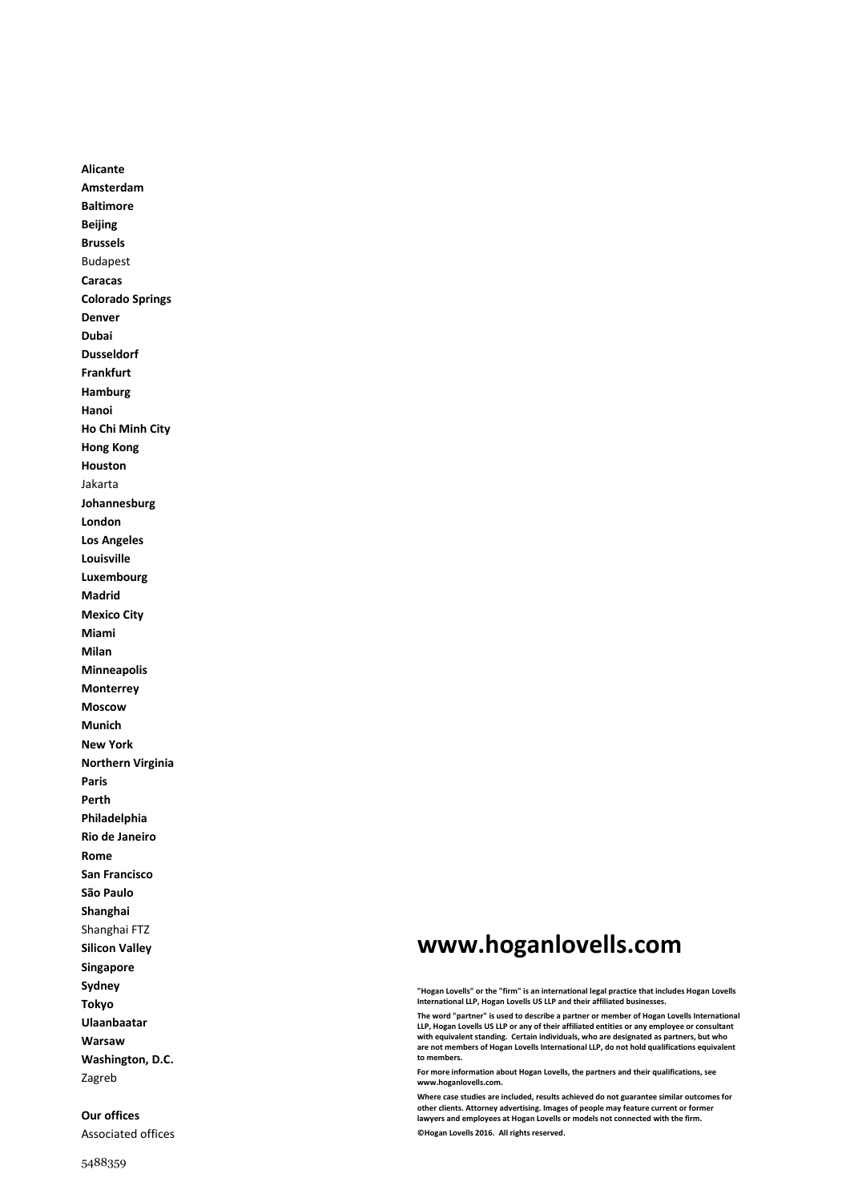**Alicante**
**Amsterdam**
**Baltimore**
**Beijing**
**Brussels**
Budapest
**Caracas**
**Colorado Springs**
**Denver**
**Dubai**
**Dusseldorf**
**Frankfurt**
**Hamburg**
**Hanoi**
**Ho Chi Minh City**
**Hong Kong**
**Houston**
Jakarta
**Johannesburg**
**London**
**Los Angeles**
**Louisville**
**Luxembourg**
**Madrid**
**Mexico City**
**Miami**
**Milan**
**Minneapolis**
**Monterrey**
**Moscow**
**Munich**
**New York**
**Northern Virginia**
**Paris**
**Perth**
**Philadelphia**
**Rio de Janeiro**
**Rome**
**San Francisco**
**São Paulo**
**Shanghai**
Shanghai FTZ
**Silicon Valley**
**Singapore**
**Sydney**
**Tokyo**
**Ulaanbaatar**
**Warsaw**
**Washington, D.C.**
Zagreb

**Our offices**
Associated offices

# www.hoganlovells.com

**"Hogan Lovells" or the "firm" is an international legal practice that includes Hogan Lovells International LLP, Hogan Lovells US LLP and their affiliated businesses.**

**The word "partner" is used to describe a partner or member of Hogan Lovells International LLP, Hogan Lovells US LLP or any of their affiliated entities or any employee or consultant with equivalent standing. Certain individuals, who are designated as partners, but who are not members of Hogan Lovells International LLP, do not hold qualifications equivalent to members.**

**For more information about Hogan Lovells, the partners and their qualifications, see www.hoganlovells.com.**

**Where case studies are included, results achieved do not guarantee similar outcomes for other clients. Attorney advertising. Images of people may feature current or former lawyers and employees at Hogan Lovells or models not connected with the firm.**

**©Hogan Lovells 2016. All rights reserved.**

5488359